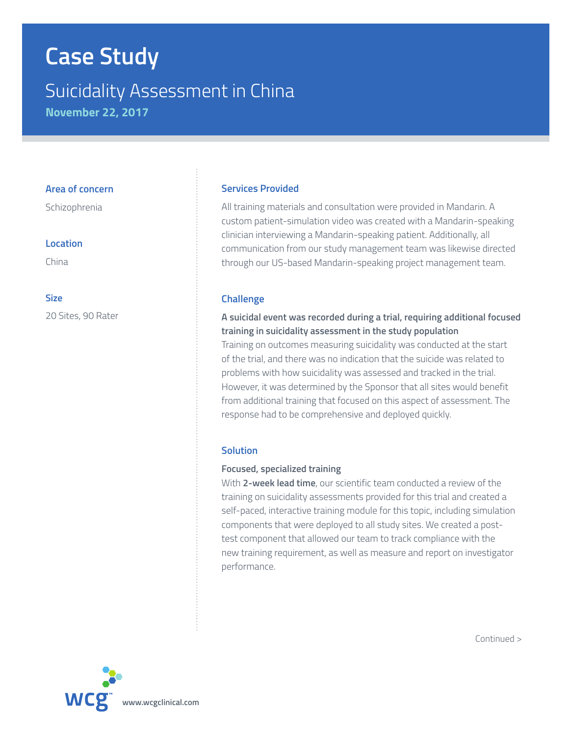# Case Study

## Suicidality Assessment in China

**November 22, 2017**

### Area of concern

Schizophrenia

### Location

China

### Size

20 Sites, 90 Rater

### Services Provided

All training materials and consultation were provided in Mandarin. A custom patient-simulation video was created with a Mandarin-speaking clinician interviewing a Mandarin-speaking patient. Additionally, all communication from our study management team was likewise directed through our US-based Mandarin-speaking project management team.

### Challenge

**A suicidal event was recorded during a trial, requiring additional focused training in suicidality assessment in the study population**

Training on outcomes measuring suicidality was conducted at the start of the trial, and there was no indication that the suicide was related to problems with how suicidality was assessed and tracked in the trial. However, it was determined by the Sponsor that all sites would benefit from additional training that focused on this aspect of assessment. The response had to be comprehensive and deployed quickly.

### Solution

**Focused, specialized training**

With **2-week lead time**, our scientific team conducted a review of the training on suicidality assessments provided for this trial and created a self-paced, interactive training module for this topic, including simulation components that were deployed to all study sites. We created a post-test component that allowed our team to track compliance with the new training requirement, as well as measure and report on investigator performance.

Continued >

www.wcgclinical.com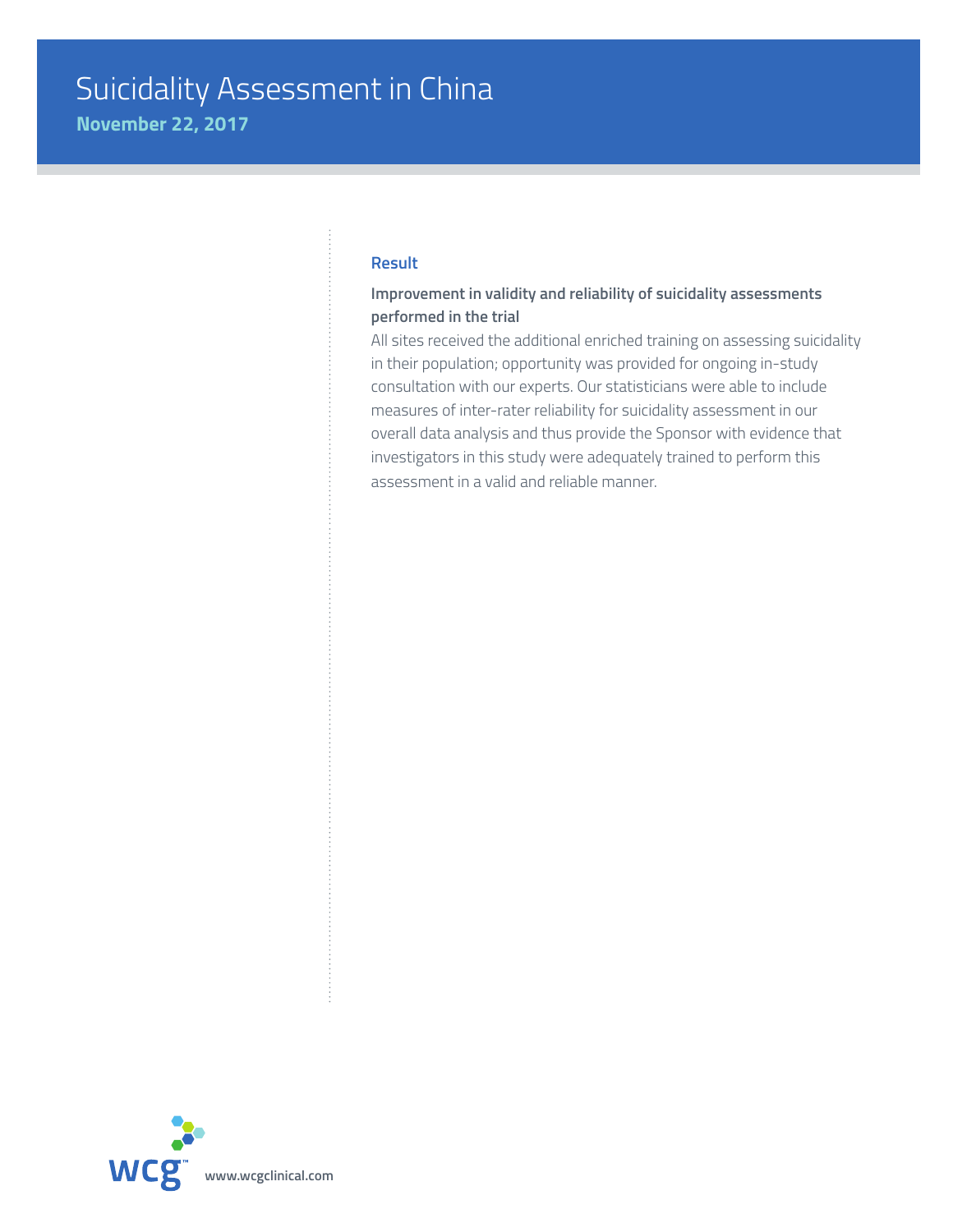# Suicidality Assessment in China

**November 22, 2017**

## Result

**Improvement in validity and reliability of suicidality assessments performed in the trial**

All sites received the additional enriched training on assessing suicidality in their population; opportunity was provided for ongoing in-study consultation with our experts. Our statisticians were able to include measures of inter-rater reliability for suicidality assessment in our overall data analysis and thus provide the Sponsor with evidence that investigators in this study were adequately trained to perform this assessment in a valid and reliable manner.

www.wcgclinical.com